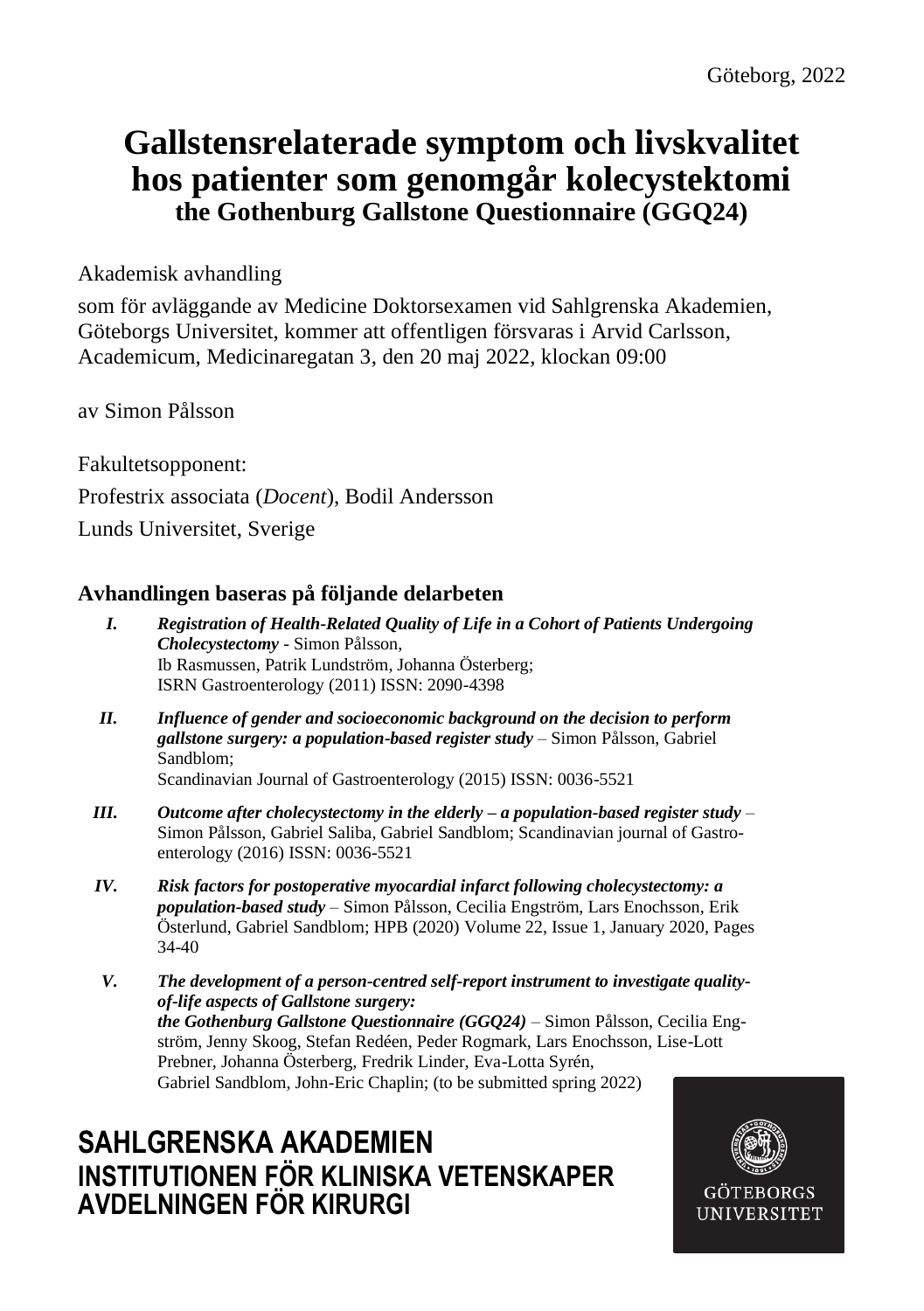Göteborg, 2022

# Gallstensrelaterade symptom och livskvalitet hos patienter som genomgår kolecystektomi

## the Gothenburg Gallstone Questionnaire (GGQ24)

Akademisk avhandling

som för avläggande av Medicine Doktorsexamen vid Sahlgrenska Akademien, Göteborgs Universitet, kommer att offentligen försvaras i Arvid Carlsson, Academicum, Medicinaregatan 3, den 20 maj 2022, klockan 09:00

av Simon Pålsson

Fakultetsopponent:

Profestrix associata (*Docent*), Bodil Andersson

Lunds Universitet, Sverige

### Avhandlingen baseras på följande delarbeten

I. ***Registration of Health-Related Quality of Life in a Cohort of Patients Undergoing Cholecystectomy*** - Simon Pålsson, Ib Rasmussen, Patrik Lundström, Johanna Österberg; ISRN Gastroenterology (2011) ISSN: 2090-4398

II. ***Influence of gender and socioeconomic background on the decision to perform gallstone surgery: a population-based register study*** – Simon Pålsson, Gabriel Sandblom; Scandinavian Journal of Gastroenterology (2015) ISSN: 0036-5521

III. ***Outcome after cholecystectomy in the elderly – a population-based register study*** – Simon Pålsson, Gabriel Saliba, Gabriel Sandblom; Scandinavian journal of Gastroenterology (2016) ISSN: 0036-5521

IV. ***Risk factors for postoperative myocardial infarct following cholecystectomy: a population-based study*** – Simon Pålsson, Cecilia Engström, Lars Enochsson, Erik Österlund, Gabriel Sandblom; HPB (2020) Volume 22, Issue 1, January 2020, Pages 34-40

V. ***The development of a person-centred self-report instrument to investigate quality-of-life aspects of Gallstone surgery: the Gothenburg Gallstone Questionnaire (GGQ24)*** – Simon Pålsson, Cecilia Engström, Jenny Skoog, Stefan Redéen, Peder Rogmark, Lars Enochsson, Lise-Lott Prebner, Johanna Österberg, Fredrik Linder, Eva-Lotta Syrén, Gabriel Sandblom, John-Eric Chaplin; (to be submitted spring 2022)

**SAHLGRENSKA AKADEMIEN**
**INSTITUTIONEN FÖR KLINISKA VETENSKAPER**
**AVDELNINGEN FÖR KIRURGI**

GÖTEBORGS UNIVERSITET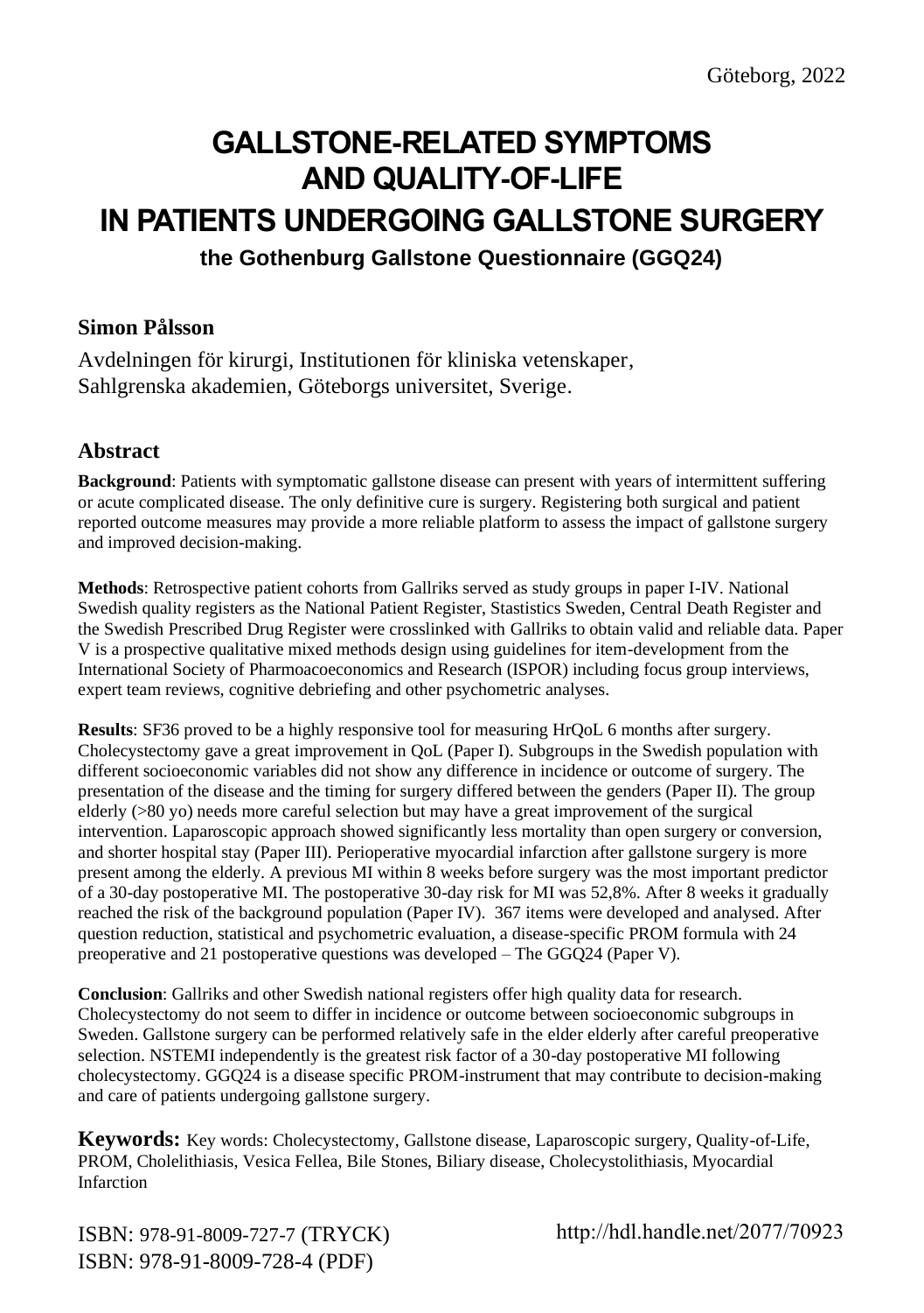Göteborg, 2022

# GALLSTONE-RELATED SYMPTOMS AND QUALITY-OF-LIFE IN PATIENTS UNDERGOING GALLSTONE SURGERY

### the Gothenburg Gallstone Questionnaire (GGQ24)

**Simon Pålsson**

Avdelningen för kirurgi, Institutionen för kliniska vetenskaper, Sahlgrenska akademien, Göteborgs universitet, Sverige.

## Abstract

**Background**: Patients with symptomatic gallstone disease can present with years of intermittent suffering or acute complicated disease. The only definitive cure is surgery. Registering both surgical and patient reported outcome measures may provide a more reliable platform to assess the impact of gallstone surgery and improved decision-making.

**Methods**: Retrospective patient cohorts from Gallriks served as study groups in paper I-IV. National Swedish quality registers as the National Patient Register, Stastistics Sweden, Central Death Register and the Swedish Prescribed Drug Register were crosslinked with Gallriks to obtain valid and reliable data. Paper V is a prospective qualitative mixed methods design using guidelines for item-development from the International Society of Pharmoacoeconomics and Research (ISPOR) including focus group interviews, expert team reviews, cognitive debriefing and other psychometric analyses.

**Results**: SF36 proved to be a highly responsive tool for measuring HrQoL 6 months after surgery. Cholecystectomy gave a great improvement in QoL (Paper I). Subgroups in the Swedish population with different socioeconomic variables did not show any difference in incidence or outcome of surgery. The presentation of the disease and the timing for surgery differed between the genders (Paper II). The group elderly (>80 yo) needs more careful selection but may have a great improvement of the surgical intervention. Laparoscopic approach showed significantly less mortality than open surgery or conversion, and shorter hospital stay (Paper III). Perioperative myocardial infarction after gallstone surgery is more present among the elderly. A previous MI within 8 weeks before surgery was the most important predictor of a 30-day postoperative MI. The postoperative 30-day risk for MI was 52,8%. After 8 weeks it gradually reached the risk of the background population (Paper IV). 367 items were developed and analysed. After question reduction, statistical and psychometric evaluation, a disease-specific PROM formula with 24 preoperative and 21 postoperative questions was developed – The GGQ24 (Paper V).

**Conclusion**: Gallriks and other Swedish national registers offer high quality data for research. Cholecystectomy do not seem to differ in incidence or outcome between socioeconomic subgroups in Sweden. Gallstone surgery can be performed relatively safe in the elder elderly after careful preoperative selection. NSTEMI independently is the greatest risk factor of a 30-day postoperative MI following cholecystectomy. GGQ24 is a disease specific PROM-instrument that may contribute to decision-making and care of patients undergoing gallstone surgery.

**Keywords:** Key words: Cholecystectomy, Gallstone disease, Laparoscopic surgery, Quality-of-Life, PROM, Cholelithiasis, Vesica Fellea, Bile Stones, Biliary disease, Cholecystolithiasis, Myocardial Infarction

ISBN: 978-91-8009-727-7 (TRYCK)
ISBN: 978-91-8009-728-4 (PDF)

http://hdl.handle.net/2077/70923